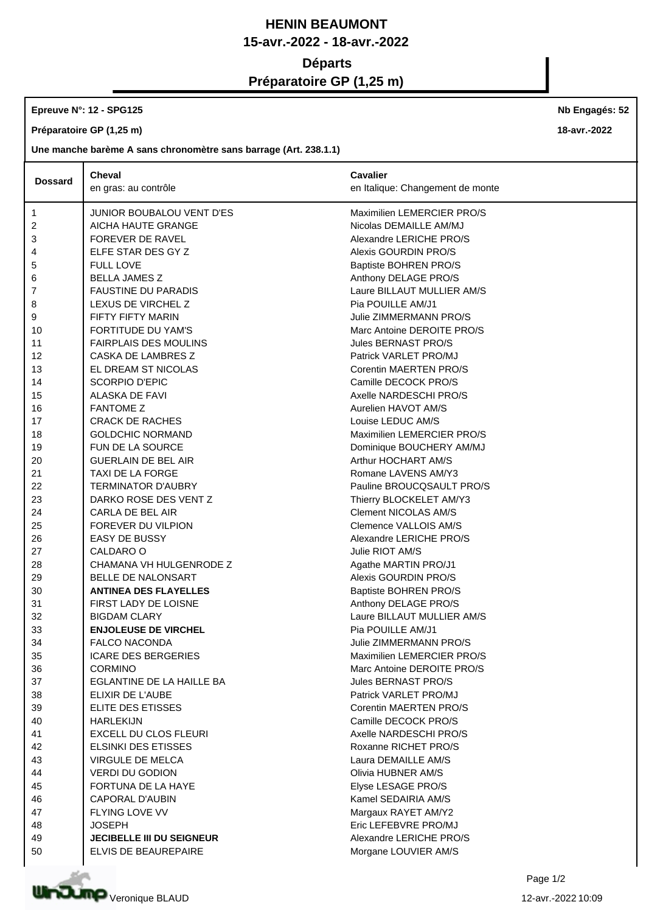# HENIN BEAUMONT

## 15-avr.-2022 - 18-avr.-2022

## Départs

## Préparatoire GP (1,25 m)

**Epreuve N°: 12 - SPG125** — **Nb Engagés: 52**

**Préparatoire GP (1,25 m)** — **18-avr.-2022**

**Une manche barème A sans chronomètre sans barrage (Art. 238.1.1)**

| Dossard | Cheval<br>en gras: au contrôle | Cavalier<br>en Italique: Changement de monte |
|---|---|---|
| 1 | JUNIOR BOUBALOU VENT D'ES | Maximilien LEMERCIER PRO/S |
| 2 | AICHA HAUTE GRANGE | Nicolas DEMAILLE AM/MJ |
| 3 | FOREVER DE RAVEL | Alexandre LERICHE PRO/S |
| 4 | ELFE STAR DES GY Z | Alexis GOURDIN PRO/S |
| 5 | FULL LOVE | Baptiste BOHREN PRO/S |
| 6 | BELLA JAMES Z | Anthony DELAGE PRO/S |
| 7 | FAUSTINE DU PARADIS | Laure BILLAUT MULLIER AM/S |
| 8 | LEXUS DE VIRCHEL Z | Pia POUILLE AM/J1 |
| 9 | FIFTY FIFTY MARIN | Julie ZIMMERMANN PRO/S |
| 10 | FORTITUDE DU YAM'S | Marc Antoine DEROITE PRO/S |
| 11 | FAIRPLAIS DES MOULINS | Jules BERNAST PRO/S |
| 12 | CASKA DE LAMBRES Z | Patrick VARLET PRO/MJ |
| 13 | EL DREAM ST NICOLAS | Corentin MAERTEN PRO/S |
| 14 | SCORPIO D'EPIC | Camille DECOCK PRO/S |
| 15 | ALASKA DE FAVI | Axelle NARDESCHI PRO/S |
| 16 | FANTOME Z | Aurelien HAVOT AM/S |
| 17 | CRACK DE RACHES | Louise LEDUC AM/S |
| 18 | GOLDCHIC NORMAND | Maximilien LEMERCIER PRO/S |
| 19 | FUN DE LA SOURCE | Dominique BOUCHERY AM/MJ |
| 20 | GUERLAIN DE BEL AIR | Arthur HOCHART AM/S |
| 21 | TAXI DE LA FORGE | Romane LAVENS AM/Y3 |
| 22 | TERMINATOR D'AUBRY | Pauline BROUCQSAULT PRO/S |
| 23 | DARKO ROSE DES VENT Z | Thierry BLOCKELET AM/Y3 |
| 24 | CARLA DE BEL AIR | Clement NICOLAS AM/S |
| 25 | FOREVER DU VILPION | Clemence VALLOIS AM/S |
| 26 | EASY DE BUSSY | Alexandre LERICHE PRO/S |
| 27 | CALDARO O | Julie RIOT AM/S |
| 28 | CHAMANA VH HULGENRODE Z | Agathe MARTIN PRO/J1 |
| 29 | BELLE DE NALONSART | Alexis GOURDIN PRO/S |
| 30 | **ANTINEA DES FLAYELLES** | Baptiste BOHREN PRO/S |
| 31 | FIRST LADY DE LOISNE | Anthony DELAGE PRO/S |
| 32 | BIGDAM CLARY | Laure BILLAUT MULLIER AM/S |
| 33 | **ENJOLEUSE DE VIRCHEL** | Pia POUILLE AM/J1 |
| 34 | FALCO NACONDA | Julie ZIMMERMANN PRO/S |
| 35 | ICARE DES BERGERIES | Maximilien LEMERCIER PRO/S |
| 36 | CORMINO | Marc Antoine DEROITE PRO/S |
| 37 | EGLANTINE DE LA HAILLE BA | Jules BERNAST PRO/S |
| 38 | ELIXIR DE L'AUBE | Patrick VARLET PRO/MJ |
| 39 | ELITE DES ETISSES | Corentin MAERTEN PRO/S |
| 40 | HARLEKIJN | Camille DECOCK PRO/S |
| 41 | EXCELL DU CLOS FLEURI | Axelle NARDESCHI PRO/S |
| 42 | ELSINKI DES ETISSES | Roxanne RICHET PRO/S |
| 43 | VIRGULE DE MELCA | Laura DEMAILLE AM/S |
| 44 | VERDI DU GODION | Olivia HUBNER AM/S |
| 45 | FORTUNA DE LA HAYE | Elyse LESAGE PRO/S |
| 46 | CAPORAL D'AUBIN | Kamel SEDAIRIA AM/S |
| 47 | FLYING LOVE VV | Margaux RAYET AM/Y2 |
| 48 | JOSEPH | Eric LEFEBVRE PRO/MJ |
| 49 | **JECIBELLE III DU SEIGNEUR** | Alexandre LERICHE PRO/S |
| 50 | ELVIS DE BEAUREPAIRE | Morgane LOUVIER AM/S |

Veronique BLAUD — 12-avr.-2022 10:09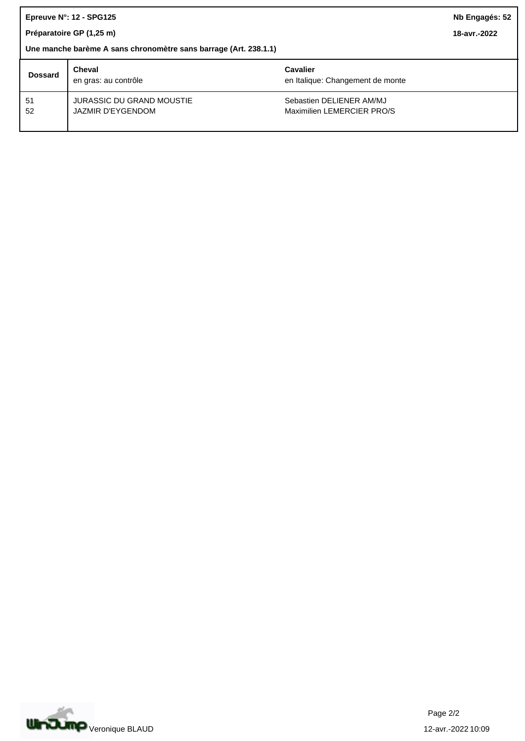**Epreuve N°: 12 - SPG125** **Nb Engagés: 52**

**Préparatoire GP (1,25 m)** **18-avr.-2022**

**Une manche barème A sans chronomètre sans barrage (Art. 238.1.1)**

| Dossard | Cheval<br>en gras: au contrôle | Cavalier<br>en Italique: Changement de monte |
|---|---|---|
| 51 | JURASSIC DU GRAND MOUSTIE | Sebastien DELIENER AM/MJ |
| 52 | JAZMIR D'EYGENDOM | Maximilien LEMERCIER PRO/S |

Veronique BLAUD

12-avr.-2022 10:09